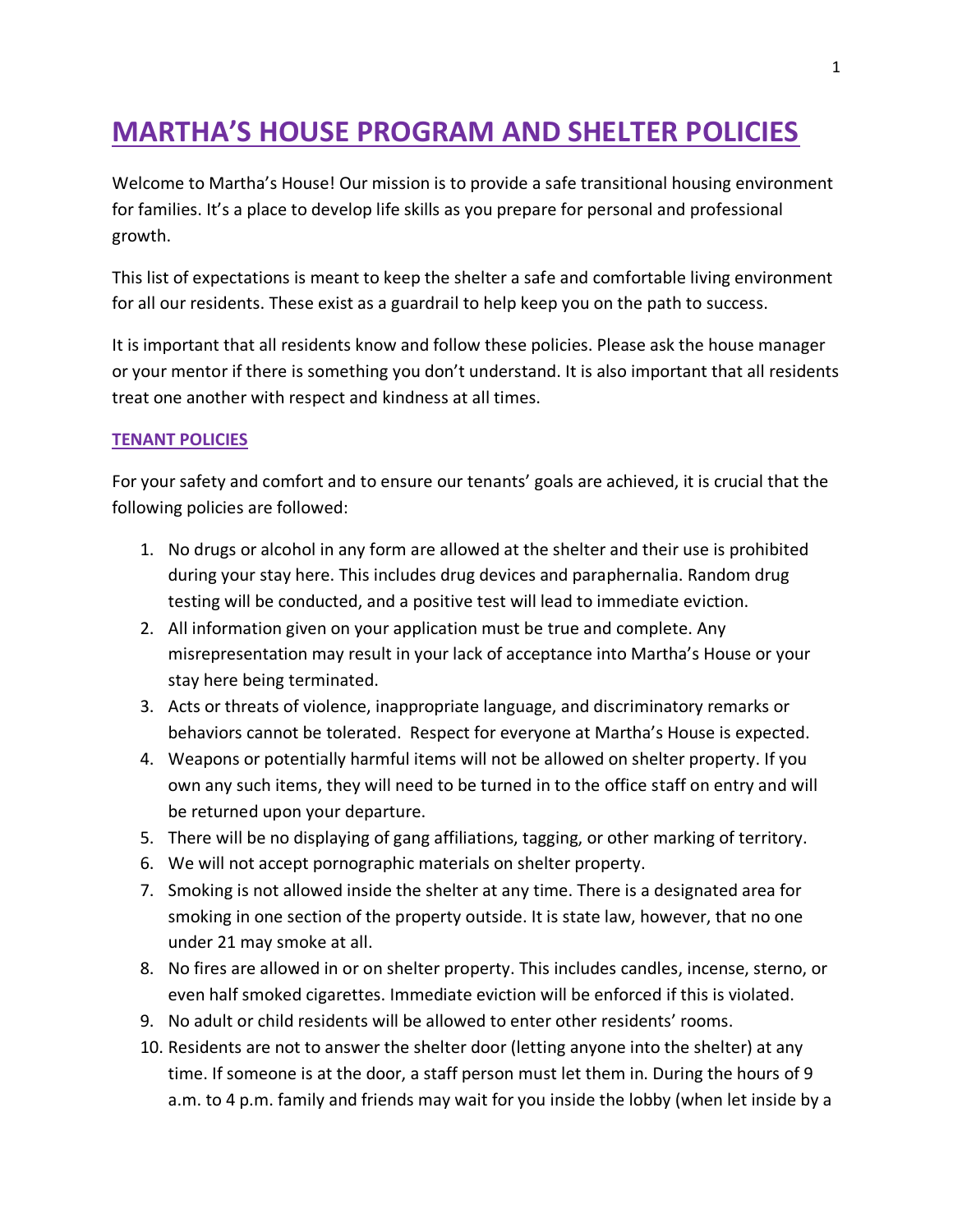# MARTHA'S HOUSE PROGRAM AND SHELTER POLICIES

Welcome to Martha's House! Our mission is to provide a safe transitional housing environment for families. It's a place to develop life skills as you prepare for personal and professional growth.

This list of expectations is meant to keep the shelter a safe and comfortable living environment for all our residents. These exist as a guardrail to help keep you on the path to success.

It is important that all residents know and follow these policies. Please ask the house manager or your mentor if there is something you don't understand. It is also important that all residents treat one another with respect and kindness at all times.

## TENANT POLICIES

For your safety and comfort and to ensure our tenants' goals are achieved, it is crucial that the following policies are followed:

1. No drugs or alcohol in any form are allowed at the shelter and their use is prohibited during your stay here. This includes drug devices and paraphernalia. Random drug testing will be conducted, and a positive test will lead to immediate eviction.
2. All information given on your application must be true and complete. Any misrepresentation may result in your lack of acceptance into Martha's House or your stay here being terminated.
3. Acts or threats of violence, inappropriate language, and discriminatory remarks or behaviors cannot be tolerated. Respect for everyone at Martha's House is expected.
4. Weapons or potentially harmful items will not be allowed on shelter property. If you own any such items, they will need to be turned in to the office staff on entry and will be returned upon your departure.
5. There will be no displaying of gang affiliations, tagging, or other marking of territory.
6. We will not accept pornographic materials on shelter property.
7. Smoking is not allowed inside the shelter at any time. There is a designated area for smoking in one section of the property outside. It is state law, however, that no one under 21 may smoke at all.
8. No fires are allowed in or on shelter property. This includes candles, incense, sterno, or even half smoked cigarettes. Immediate eviction will be enforced if this is violated.
9. No adult or child residents will be allowed to enter other residents' rooms.
10. Residents are not to answer the shelter door (letting anyone into the shelter) at any time. If someone is at the door, a staff person must let them in. During the hours of 9 a.m. to 4 p.m. family and friends may wait for you inside the lobby (when let inside by a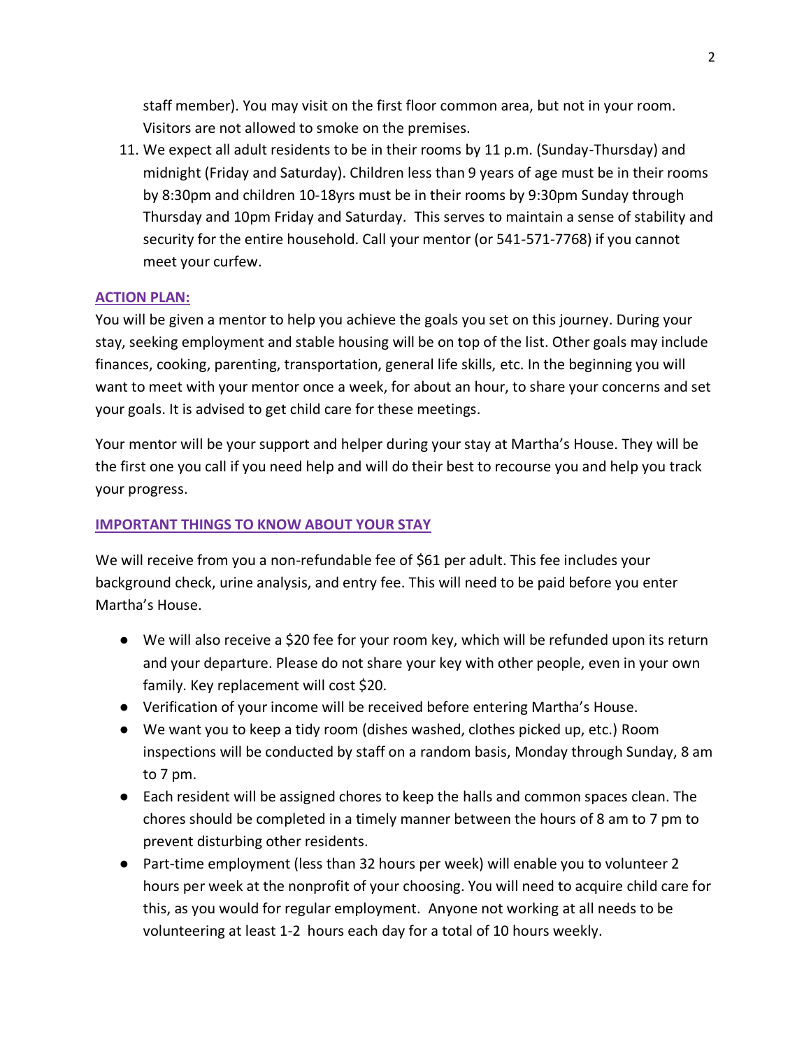staff member). You may visit on the first floor common area, but not in your room. Visitors are not allowed to smoke on the premises.

11. We expect all adult residents to be in their rooms by 11 p.m. (Sunday-Thursday) and midnight (Friday and Saturday). Children less than 9 years of age must be in their rooms by 8:30pm and children 10-18yrs must be in their rooms by 9:30pm Sunday through Thursday and 10pm Friday and Saturday. This serves to maintain a sense of stability and security for the entire household. Call your mentor (or 541-571-7768) if you cannot meet your curfew.

## ACTION PLAN:

You will be given a mentor to help you achieve the goals you set on this journey. During your stay, seeking employment and stable housing will be on top of the list. Other goals may include finances, cooking, parenting, transportation, general life skills, etc. In the beginning you will want to meet with your mentor once a week, for about an hour, to share your concerns and set your goals. It is advised to get child care for these meetings.

Your mentor will be your support and helper during your stay at Martha's House. They will be the first one you call if you need help and will do their best to recourse you and help you track your progress.

## IMPORTANT THINGS TO KNOW ABOUT YOUR STAY

We will receive from you a non-refundable fee of $61 per adult. This fee includes your background check, urine analysis, and entry fee. This will need to be paid before you enter Martha's House.

- We will also receive a $20 fee for your room key, which will be refunded upon its return and your departure. Please do not share your key with other people, even in your own family. Key replacement will cost $20.
- Verification of your income will be received before entering Martha's House.
- We want you to keep a tidy room (dishes washed, clothes picked up, etc.) Room inspections will be conducted by staff on a random basis, Monday through Sunday, 8 am to 7 pm.
- Each resident will be assigned chores to keep the halls and common spaces clean. The chores should be completed in a timely manner between the hours of 8 am to 7 pm to prevent disturbing other residents.
- Part-time employment (less than 32 hours per week) will enable you to volunteer 2 hours per week at the nonprofit of your choosing. You will need to acquire child care for this, as you would for regular employment. Anyone not working at all needs to be volunteering at least 1-2 hours each day for a total of 10 hours weekly.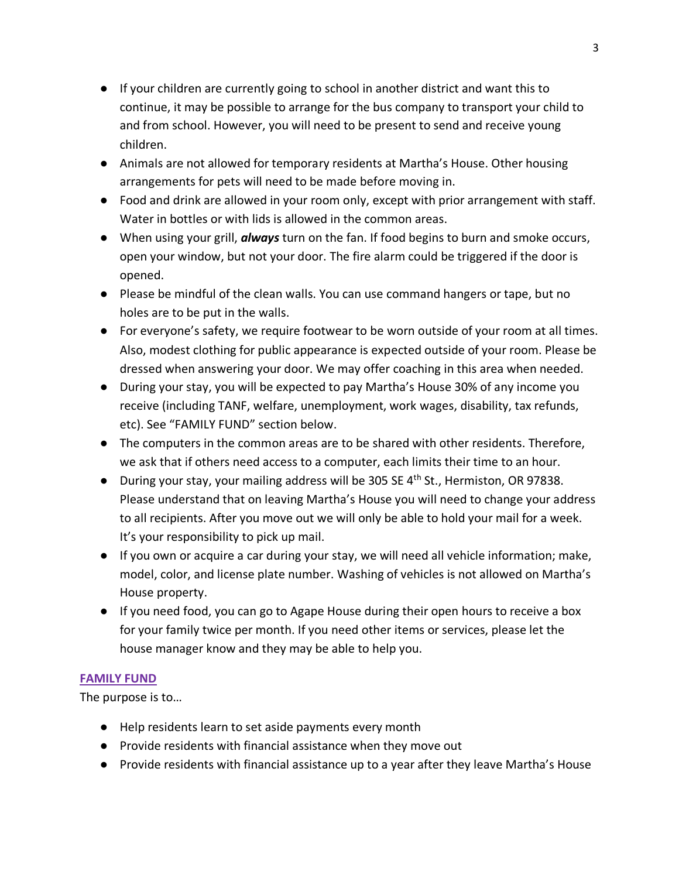- If your children are currently going to school in another district and want this to continue, it may be possible to arrange for the bus company to transport your child to and from school. However, you will need to be present to send and receive young children.
- Animals are not allowed for temporary residents at Martha's House. Other housing arrangements for pets will need to be made before moving in.
- Food and drink are allowed in your room only, except with prior arrangement with staff. Water in bottles or with lids is allowed in the common areas.
- When using your grill, ***always*** turn on the fan. If food begins to burn and smoke occurs, open your window, but not your door. The fire alarm could be triggered if the door is opened.
- Please be mindful of the clean walls. You can use command hangers or tape, but no holes are to be put in the walls.
- For everyone's safety, we require footwear to be worn outside of your room at all times. Also, modest clothing for public appearance is expected outside of your room. Please be dressed when answering your door. We may offer coaching in this area when needed.
- During your stay, you will be expected to pay Martha's House 30% of any income you receive (including TANF, welfare, unemployment, work wages, disability, tax refunds, etc). See "FAMILY FUND" section below.
- The computers in the common areas are to be shared with other residents. Therefore, we ask that if others need access to a computer, each limits their time to an hour.
- During your stay, your mailing address will be 305 SE 4th St., Hermiston, OR 97838. Please understand that on leaving Martha's House you will need to change your address to all recipients. After you move out we will only be able to hold your mail for a week. It's your responsibility to pick up mail.
- If you own or acquire a car during your stay, we will need all vehicle information; make, model, color, and license plate number. Washing of vehicles is not allowed on Martha's House property.
- If you need food, you can go to Agape House during their open hours to receive a box for your family twice per month. If you need other items or services, please let the house manager know and they may be able to help you.

## FAMILY FUND

The purpose is to…

- Help residents learn to set aside payments every month
- Provide residents with financial assistance when they move out
- Provide residents with financial assistance up to a year after they leave Martha's House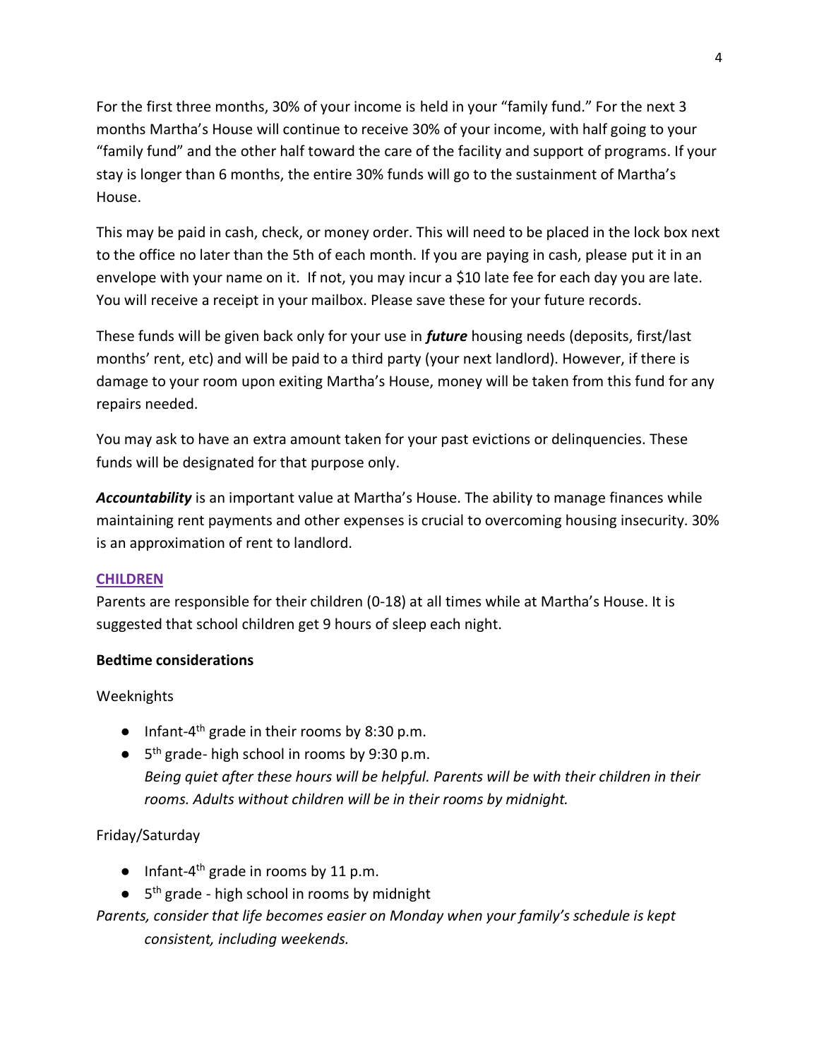For the first three months, 30% of your income is held in your "family fund." For the next 3 months Martha's House will continue to receive 30% of your income, with half going to your "family fund" and the other half toward the care of the facility and support of programs. If your stay is longer than 6 months, the entire 30% funds will go to the sustainment of Martha's House.

This may be paid in cash, check, or money order. This will need to be placed in the lock box next to the office no later than the 5th of each month. If you are paying in cash, please put it in an envelope with your name on it. If not, you may incur a $10 late fee for each day you are late. You will receive a receipt in your mailbox. Please save these for your future records.

These funds will be given back only for your use in ***future*** housing needs (deposits, first/last months' rent, etc) and will be paid to a third party (your next landlord). However, if there is damage to your room upon exiting Martha's House, money will be taken from this fund for any repairs needed.

You may ask to have an extra amount taken for your past evictions or delinquencies. These funds will be designated for that purpose only.

***Accountability*** is an important value at Martha's House. The ability to manage finances while maintaining rent payments and other expenses is crucial to overcoming housing insecurity. 30% is an approximation of rent to landlord.

## CHILDREN

Parents are responsible for their children (0-18) at all times while at Martha's House. It is suggested that school children get 9 hours of sleep each night.

### Bedtime considerations

Weeknights

- Infant-4th grade in their rooms by 8:30 p.m.
- 5th grade- high school in rooms by 9:30 p.m.
  *Being quiet after these hours will be helpful. Parents will be with their children in their rooms. Adults without children will be in their rooms by midnight.*

Friday/Saturday

- Infant-4th grade in rooms by 11 p.m.
- 5th grade - high school in rooms by midnight

*Parents, consider that life becomes easier on Monday when your family's schedule is kept consistent, including weekends.*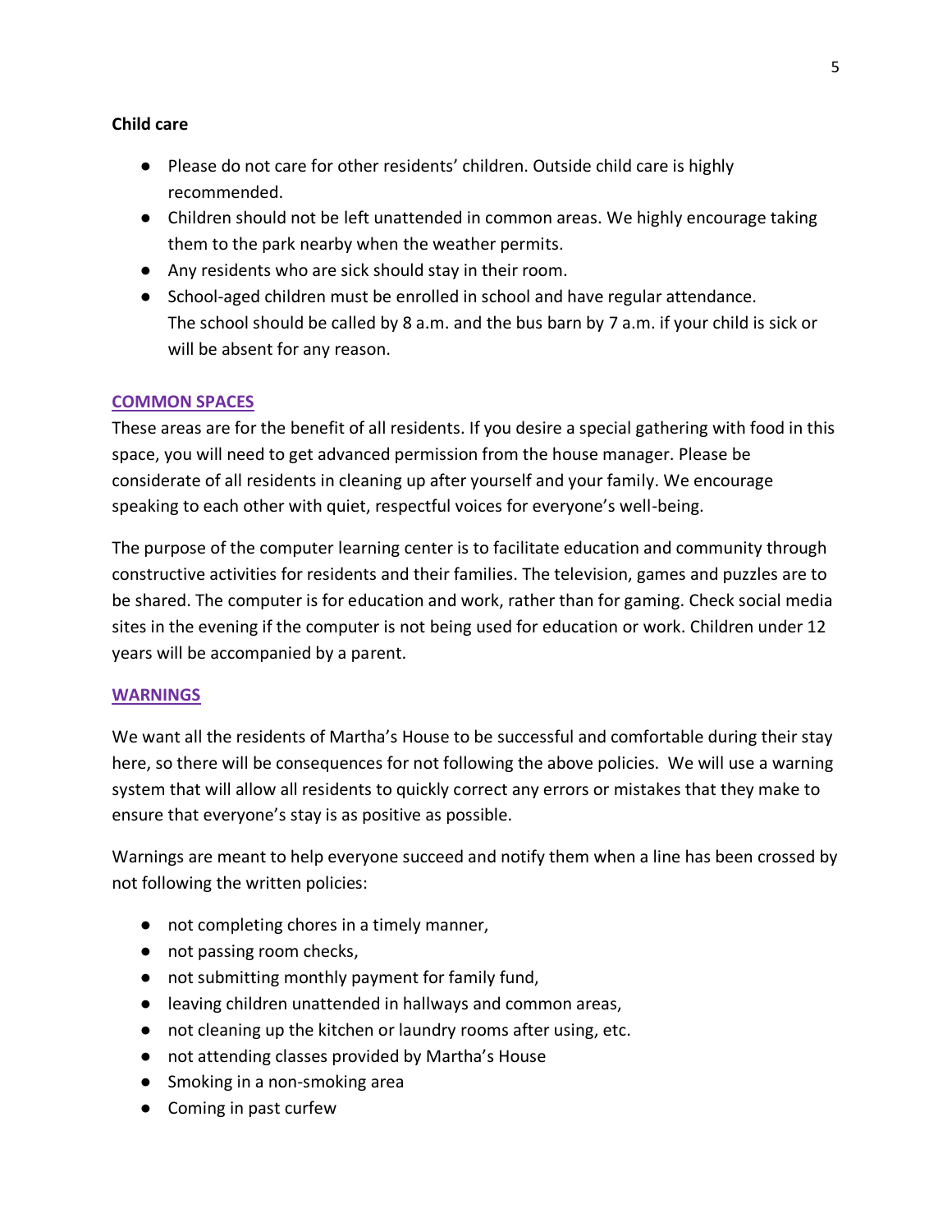**Child care**

- Please do not care for other residents' children. Outside child care is highly recommended.
- Children should not be left unattended in common areas. We highly encourage taking them to the park nearby when the weather permits.
- Any residents who are sick should stay in their room.
- School-aged children must be enrolled in school and have regular attendance. The school should be called by 8 a.m. and the bus barn by 7 a.m. if your child is sick or will be absent for any reason.

## COMMON SPACES

These areas are for the benefit of all residents. If you desire a special gathering with food in this space, you will need to get advanced permission from the house manager. Please be considerate of all residents in cleaning up after yourself and your family. We encourage speaking to each other with quiet, respectful voices for everyone's well-being.

The purpose of the computer learning center is to facilitate education and community through constructive activities for residents and their families. The television, games and puzzles are to be shared. The computer is for education and work, rather than for gaming. Check social media sites in the evening if the computer is not being used for education or work. Children under 12 years will be accompanied by a parent.

## WARNINGS

We want all the residents of Martha's House to be successful and comfortable during their stay here, so there will be consequences for not following the above policies. We will use a warning system that will allow all residents to quickly correct any errors or mistakes that they make to ensure that everyone's stay is as positive as possible.

Warnings are meant to help everyone succeed and notify them when a line has been crossed by not following the written policies:

- not completing chores in a timely manner,
- not passing room checks,
- not submitting monthly payment for family fund,
- leaving children unattended in hallways and common areas,
- not cleaning up the kitchen or laundry rooms after using, etc.
- not attending classes provided by Martha's House
- Smoking in a non-smoking area
- Coming in past curfew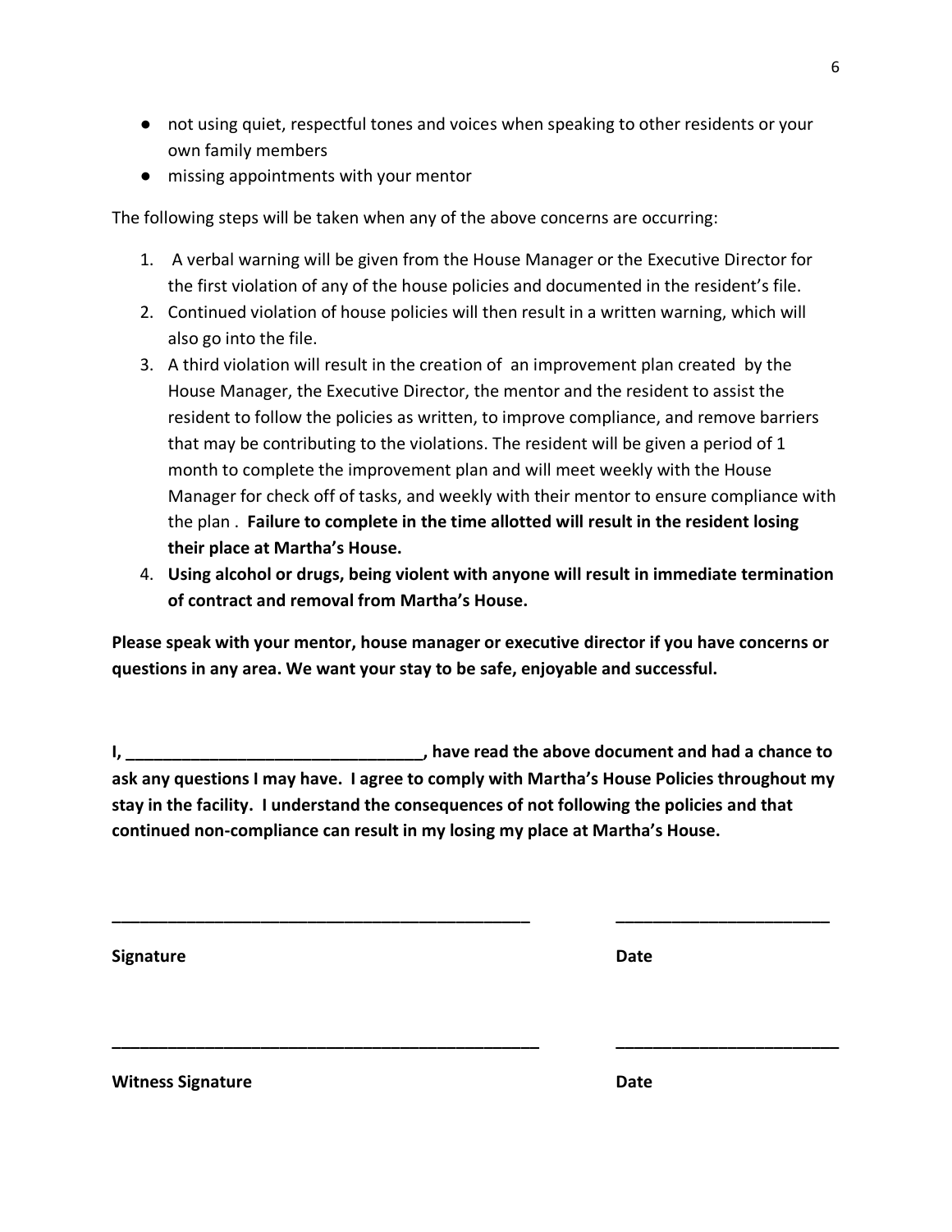- not using quiet, respectful tones and voices when speaking to other residents or your own family members
- missing appointments with your mentor

The following steps will be taken when any of the above concerns are occurring:

1. A verbal warning will be given from the House Manager or the Executive Director for the first violation of any of the house policies and documented in the resident's file.
2. Continued violation of house policies will then result in a written warning, which will also go into the file.
3. A third violation will result in the creation of an improvement plan created by the House Manager, the Executive Director, the mentor and the resident to assist the resident to follow the policies as written, to improve compliance, and remove barriers that may be contributing to the violations. The resident will be given a period of 1 month to complete the improvement plan and will meet weekly with the House Manager for check off of tasks, and weekly with their mentor to ensure compliance with the plan . **Failure to complete in the time allotted will result in the resident losing their place at Martha's House.**
4. **Using alcohol or drugs, being violent with anyone will result in immediate termination of contract and removal from Martha's House.**

**Please speak with your mentor, house manager or executive director if you have concerns or questions in any area. We want your stay to be safe, enjoyable and successful.**

**I, \_\_\_\_\_\_\_\_\_\_\_\_\_\_\_\_\_\_\_\_\_\_\_\_\_\_\_\_\_\_\_\_, have read the above document and had a chance to ask any questions I may have. I agree to comply with Martha's House Policies throughout my stay in the facility. I understand the consequences of not following the policies and that continued non-compliance can result in my losing my place at Martha's House.**

\_\_\_\_\_\_\_\_\_\_\_\_\_\_\_\_\_\_\_\_\_\_\_\_\_\_\_\_\_\_\_\_\_\_\_\_\_\_\_\_\_\_\_\_ \_\_\_\_\_\_\_\_\_\_\_\_\_\_\_\_\_\_\_\_\_\_\_

**Signature** **Date**

\_\_\_\_\_\_\_\_\_\_\_\_\_\_\_\_\_\_\_\_\_\_\_\_\_\_\_\_\_\_\_\_\_\_\_\_\_\_\_\_\_\_\_\_ \_\_\_\_\_\_\_\_\_\_\_\_\_\_\_\_\_\_\_\_\_\_\_

**Witness Signature** **Date**